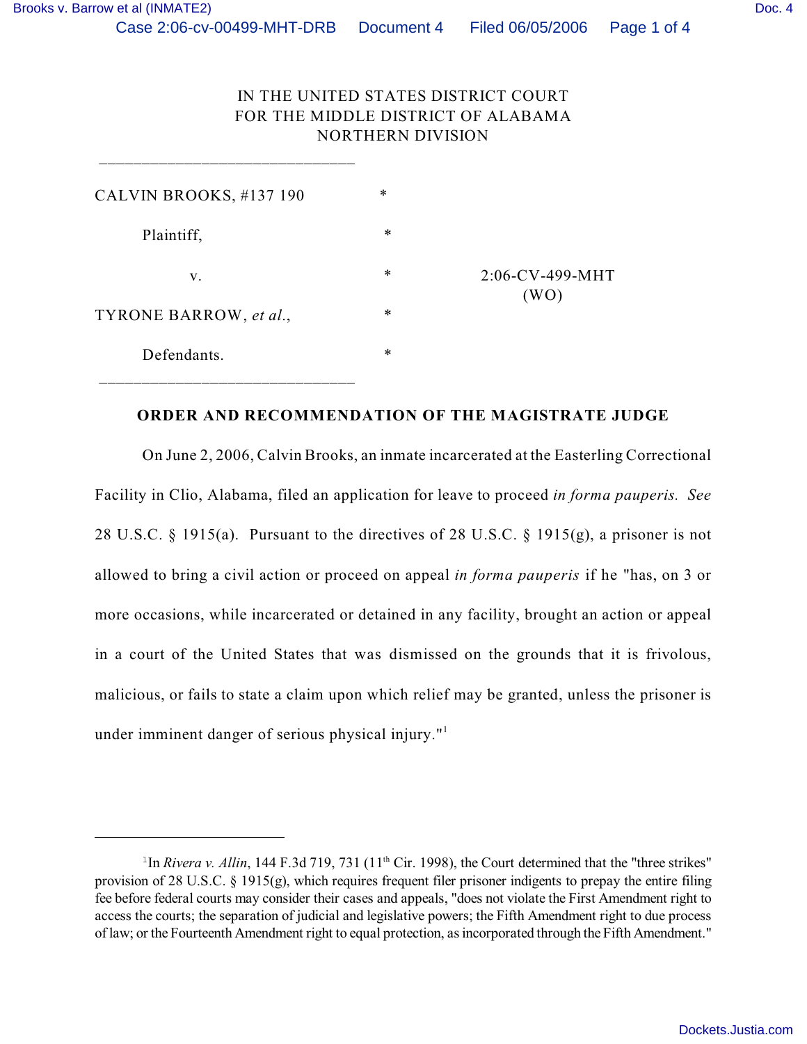IN THE UNITED STATES DISTRICT COURT
FOR THE MIDDLE DISTRICT OF ALABAMA
NORTHERN DIVISION

| | | |
|---|---|---|
| CALVIN BROOKS, #137 190 | * | |
| Plaintiff, | * | |
| v. | * | 2:06-CV-499-MHT (WO) |
| TYRONE BARROW, *et al.*, | * | |
| Defendants. | * | |

**ORDER AND RECOMMENDATION OF THE MAGISTRATE JUDGE**

On June 2, 2006, Calvin Brooks, an inmate incarcerated at the Easterling Correctional Facility in Clio, Alabama, filed an application for leave to proceed *in forma pauperis. See* 28 U.S.C. § 1915(a). Pursuant to the directives of 28 U.S.C. § 1915(g), a prisoner is not allowed to bring a civil action or proceed on appeal *in forma pauperis* if he "has, on 3 or more occasions, while incarcerated or detained in any facility, brought an action or appeal in a court of the United States that was dismissed on the grounds that it is frivolous, malicious, or fails to state a claim upon which relief may be granted, unless the prisoner is under imminent danger of serious physical injury."[1]

---

[1] In *Rivera v. Allin*, 144 F.3d 719, 731 (11th Cir. 1998), the Court determined that the "three strikes" provision of 28 U.S.C. § 1915(g), which requires frequent filer prisoner indigents to prepay the entire filing fee before federal courts may consider their cases and appeals, "does not violate the First Amendment right to access the courts; the separation of judicial and legislative powers; the Fifth Amendment right to due process of law; or the Fourteenth Amendment right to equal protection, as incorporated through the Fifth Amendment."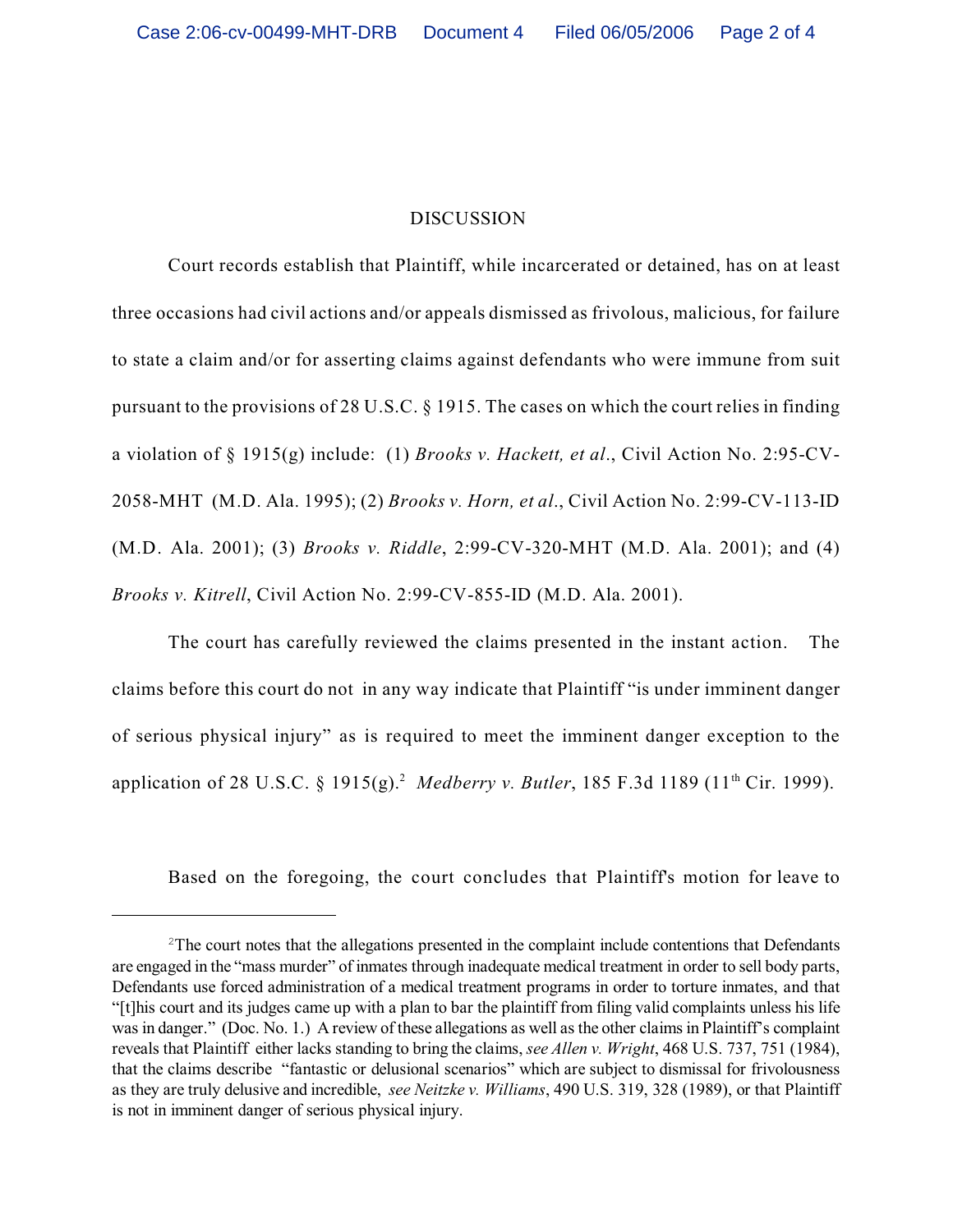## DISCUSSION

Court records establish that Plaintiff, while incarcerated or detained, has on at least three occasions had civil actions and/or appeals dismissed as frivolous, malicious, for failure to state a claim and/or for asserting claims against defendants who were immune from suit pursuant to the provisions of 28 U.S.C. § 1915. The cases on which the court relies in finding a violation of § 1915(g) include: (1) *Brooks v. Hackett, et al*., Civil Action No. 2:95-CV-2058-MHT (M.D. Ala. 1995); (2) *Brooks v. Horn, et al*., Civil Action No. 2:99-CV-113-ID (M.D. Ala. 2001); (3) *Brooks v. Riddle*, 2:99-CV-320-MHT (M.D. Ala. 2001); and (4) *Brooks v. Kitrell*, Civil Action No. 2:99-CV-855-ID (M.D. Ala. 2001).

The court has carefully reviewed the claims presented in the instant action. The claims before this court do not in any way indicate that Plaintiff "is under imminent danger of serious physical injury" as is required to meet the imminent danger exception to the application of 28 U.S.C. § 1915(g).[2] *Medberry v. Butler*, 185 F.3d 1189 (11th Cir. 1999).

Based on the foregoing, the court concludes that Plaintiff's motion for leave to

---

[2] The court notes that the allegations presented in the complaint include contentions that Defendants are engaged in the "mass murder" of inmates through inadequate medical treatment in order to sell body parts, Defendants use forced administration of a medical treatment programs in order to torture inmates, and that "[t]his court and its judges came up with a plan to bar the plaintiff from filing valid complaints unless his life was in danger." (Doc. No. 1.) A review of these allegations as well as the other claims in Plaintiff's complaint reveals that Plaintiff either lacks standing to bring the claims, *see Allen v. Wright*, 468 U.S. 737, 751 (1984), that the claims describe "fantastic or delusional scenarios" which are subject to dismissal for frivolousness as they are truly delusive and incredible, *see Neitzke v. Williams*, 490 U.S. 319, 328 (1989), or that Plaintiff is not in imminent danger of serious physical injury.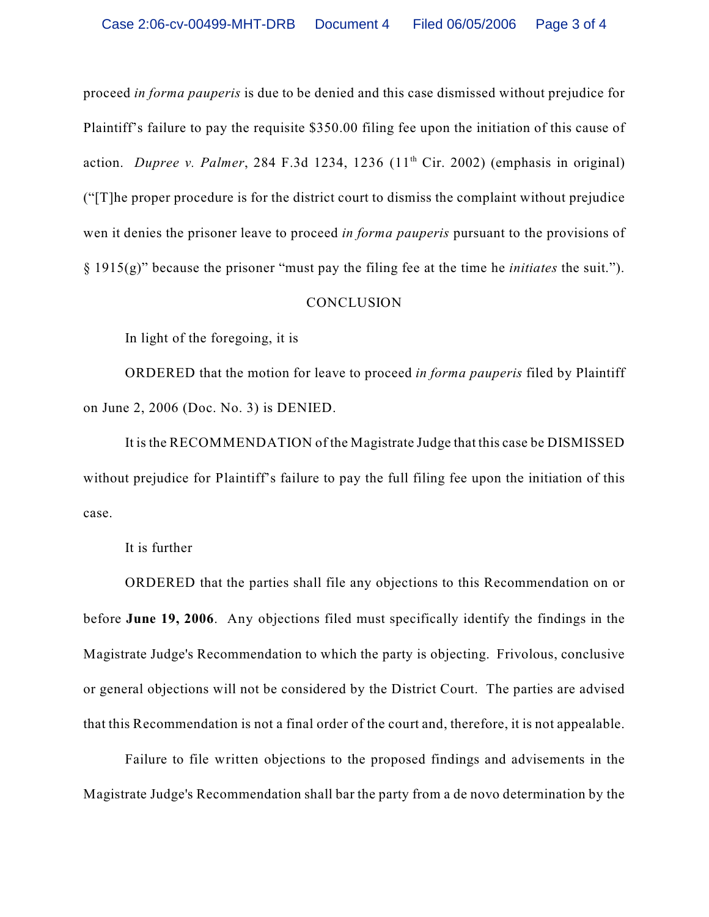proceed *in forma pauperis* is due to be denied and this case dismissed without prejudice for Plaintiff's failure to pay the requisite $350.00 filing fee upon the initiation of this cause of action. *Dupree v. Palmer*, 284 F.3d 1234, 1236 (11th Cir. 2002) (emphasis in original) ("[T]he proper procedure is for the district court to dismiss the complaint without prejudice wen it denies the prisoner leave to proceed *in forma pauperis* pursuant to the provisions of § 1915(g)" because the prisoner "must pay the filing fee at the time he *initiates* the suit.").

CONCLUSION

In light of the foregoing, it is

ORDERED that the motion for leave to proceed *in forma pauperis* filed by Plaintiff on June 2, 2006 (Doc. No. 3) is DENIED.

It is the RECOMMENDATION of the Magistrate Judge that this case be DISMISSED without prejudice for Plaintiff's failure to pay the full filing fee upon the initiation of this case.

It is further

ORDERED that the parties shall file any objections to this Recommendation on or before **June 19, 2006**. Any objections filed must specifically identify the findings in the Magistrate Judge's Recommendation to which the party is objecting. Frivolous, conclusive or general objections will not be considered by the District Court. The parties are advised that this Recommendation is not a final order of the court and, therefore, it is not appealable.

Failure to file written objections to the proposed findings and advisements in the Magistrate Judge's Recommendation shall bar the party from a de novo determination by the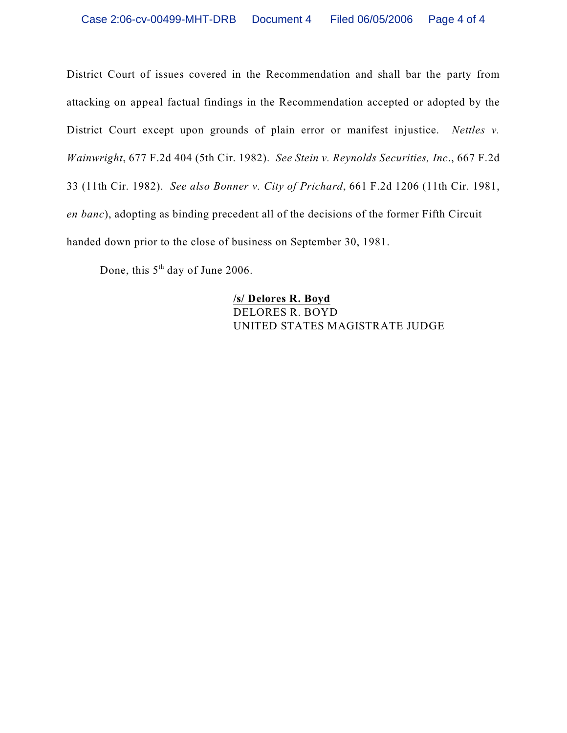District Court of issues covered in the Recommendation and shall bar the party from attacking on appeal factual findings in the Recommendation accepted or adopted by the District Court except upon grounds of plain error or manifest injustice. *Nettles v. Wainwright*, 677 F.2d 404 (5th Cir. 1982). *See Stein v. Reynolds Securities, Inc.*, 667 F.2d 33 (11th Cir. 1982). *See also Bonner v. City of Prichard*, 661 F.2d 1206 (11th Cir. 1981, *en banc*), adopting as binding precedent all of the decisions of the former Fifth Circuit handed down prior to the close of business on September 30, 1981.

Done, this 5th day of June 2006.

**/s/ Delores R. Boyd**
DELORES R. BOYD
UNITED STATES MAGISTRATE JUDGE